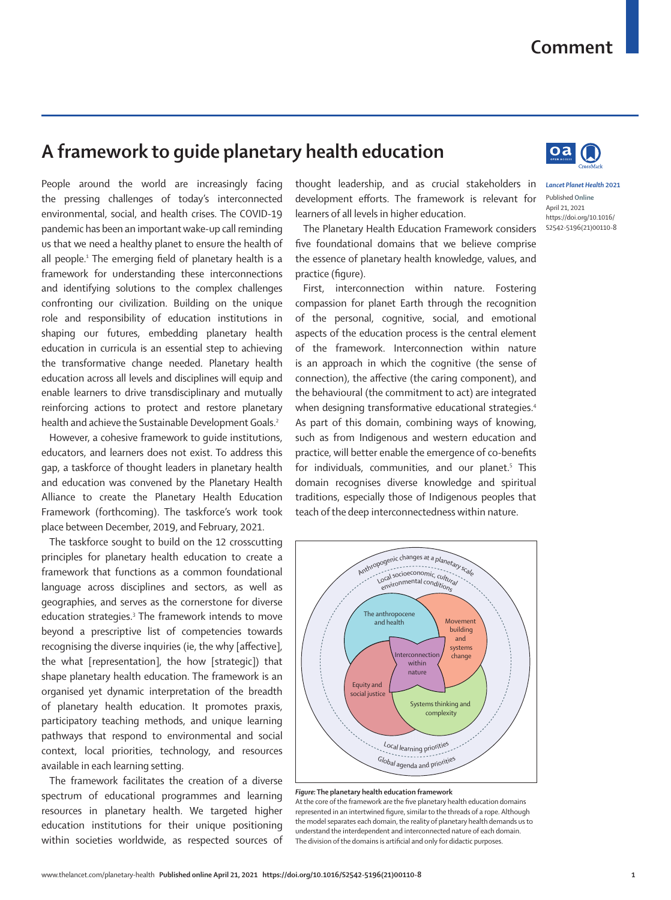# A framework to guide planetary health education

*Lancet Planet Health* 2021

Published Online April 21, 2021 https://doi.org/10.1016/S2542-5196(21)00110-8

People around the world are increasingly facing the pressing challenges of today's interconnected environmental, social, and health crises. The COVID-19 pandemic has been an important wake-up call reminding us that we need a healthy planet to ensure the health of all people.[1] The emerging field of planetary health is a framework for understanding these interconnections and identifying solutions to the complex challenges confronting our civilization. Building on the unique role and responsibility of education institutions in shaping our futures, embedding planetary health education in curricula is an essential step to achieving the transformative change needed. Planetary health education across all levels and disciplines will equip and enable learners to drive transdisciplinary and mutually reinforcing actions to protect and restore planetary health and achieve the Sustainable Development Goals.[2]

However, a cohesive framework to guide institutions, educators, and learners does not exist. To address this gap, a taskforce of thought leaders in planetary health and education was convened by the Planetary Health Alliance to create the Planetary Health Education Framework (forthcoming). The taskforce's work took place between December, 2019, and February, 2021.

The taskforce sought to build on the 12 crosscutting principles for planetary health education to create a framework that functions as a common foundational language across disciplines and sectors, as well as geographies, and serves as the cornerstone for diverse education strategies.[3] The framework intends to move beyond a prescriptive list of competencies towards recognising the diverse inquiries (ie, the why [affective], the what [representation], the how [strategic]) that shape planetary health education. The framework is an organised yet dynamic interpretation of the breadth of planetary health education. It promotes praxis, participatory teaching methods, and unique learning pathways that respond to environmental and social context, local priorities, technology, and resources available in each learning setting.

The framework facilitates the creation of a diverse spectrum of educational programmes and learning resources in planetary health. We targeted higher education institutions for their unique positioning within societies worldwide, as respected sources of thought leadership, and as crucial stakeholders in development efforts. The framework is relevant for learners of all levels in higher education.

The Planetary Health Education Framework considers five foundational domains that we believe comprise the essence of planetary health knowledge, values, and practice (figure).

First, interconnection within nature. Fostering compassion for planet Earth through the recognition of the personal, cognitive, social, and emotional aspects of the education process is the central element of the framework. Interconnection within nature is an approach in which the cognitive (the sense of connection), the affective (the caring component), and the behavioural (the commitment to act) are integrated when designing transformative educational strategies.[4] As part of this domain, combining ways of knowing, such as from Indigenous and western education and practice, will better enable the emergence of co-benefits for individuals, communities, and our planet.[5] This domain recognises diverse knowledge and spiritual traditions, especially those of Indigenous peoples that teach of the deep interconnectedness within nature.

**Figure: The planetary health education framework**
At the core of the framework are the five planetary health education domains represented in an intertwined figure, similar to the threads of a rope. Although the model separates each domain, the reality of planetary health demands us to understand the interdependent and interconnected nature of each domain. The division of the domains is artificial and only for didactic purposes.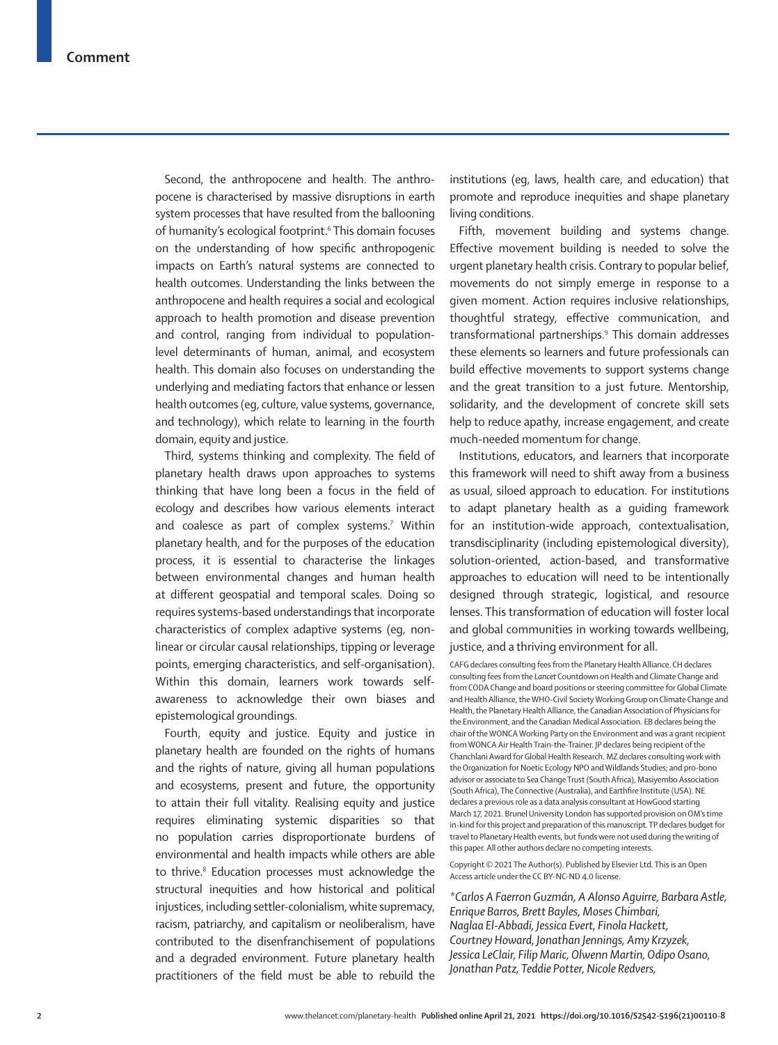Second, the anthropocene and health. The anthropocene is characterised by massive disruptions in earth system processes that have resulted from the ballooning of humanity's ecological footprint.[6] This domain focuses on the understanding of how specific anthropogenic impacts on Earth's natural systems are connected to health outcomes. Understanding the links between the anthropocene and health requires a social and ecological approach to health promotion and disease prevention and control, ranging from individual to population-level determinants of human, animal, and ecosystem health. This domain also focuses on understanding the underlying and mediating factors that enhance or lessen health outcomes (eg, culture, value systems, governance, and technology), which relate to learning in the fourth domain, equity and justice.

Third, systems thinking and complexity. The field of planetary health draws upon approaches to systems thinking that have long been a focus in the field of ecology and describes how various elements interact and coalesce as part of complex systems.[7] Within planetary health, and for the purposes of the education process, it is essential to characterise the linkages between environmental changes and human health at different geospatial and temporal scales. Doing so requires systems-based understandings that incorporate characteristics of complex adaptive systems (eg, non-linear or circular causal relationships, tipping or leverage points, emerging characteristics, and self-organisation). Within this domain, learners work towards self-awareness to acknowledge their own biases and epistemological groundings.

Fourth, equity and justice. Equity and justice in planetary health are founded on the rights of humans and the rights of nature, giving all human populations and ecosystems, present and future, the opportunity to attain their full vitality. Realising equity and justice requires eliminating systemic disparities so that no population carries disproportionate burdens of environmental and health impacts while others are able to thrive.[8] Education processes must acknowledge the structural inequities and how historical and political injustices, including settler-colonialism, white supremacy, racism, patriarchy, and capitalism or neoliberalism, have contributed to the disenfranchisement of populations and a degraded environment. Future planetary health practitioners of the field must be able to rebuild the institutions (eg, laws, health care, and education) that promote and reproduce inequities and shape planetary living conditions.

Fifth, movement building and systems change. Effective movement building is needed to solve the urgent planetary health crisis. Contrary to popular belief, movements do not simply emerge in response to a given moment. Action requires inclusive relationships, thoughtful strategy, effective communication, and transformational partnerships.[9] This domain addresses these elements so learners and future professionals can build effective movements to support systems change and the great transition to a just future. Mentorship, solidarity, and the development of concrete skill sets help to reduce apathy, increase engagement, and create much-needed momentum for change.

Institutions, educators, and learners that incorporate this framework will need to shift away from a business as usual, siloed approach to education. For institutions to adapt planetary health as a guiding framework for an institution-wide approach, contextualisation, transdisciplinarity (including epistemological diversity), solution-oriented, action-based, and transformative approaches to education will need to be intentionally designed through strategic, logistical, and resource lenses. This transformation of education will foster local and global communities in working towards wellbeing, justice, and a thriving environment for all.

CAFG declares consulting fees from the Planetary Health Alliance. CH declares consulting fees from the *Lancet* Countdown on Health and Climate Change and from CODA Change and board positions or steering committee for Global Climate and Health Alliance, the WHO-Civil Society Working Group on Climate Change and Health, the Planetary Health Alliance, the Canadian Association of Physicians for the Environment, and the Canadian Medical Association. EB declares being the chair of the WONCA Working Party on the Environment and was a grant recipient from WONCA Air Health Train-the-Trainer. JP declares being recipient of the Chanchlani Award for Global Health Research. MZ declares consulting work with the Organization for Noetic Ecology NPO and Wildlands Studies; and pro-bono advisor or associate to Sea Change Trust (South Africa), Masiyembo Association (South Africa), The Connective (Australia), and Earthfire Institute (USA). NE declares a previous role as a data analysis consultant at HowGood starting March 17, 2021. Brunel University London has supported provision on OM's time in-kind for this project and preparation of this manuscript. TP declares budget for travel to Planetary Health events, but funds were not used during the writing of this paper. All other authors declare no competing interests.

Copyright © 2021 The Author(s). Published by Elsevier Ltd. This is an Open Access article under the CC BY-NC-ND 4.0 license.

*\*Carlos A Faerron Guzmán, A Alonso Aguirre, Barbara Astle, Enrique Barros, Brett Bayles, Moses Chimbari, Naglaa El-Abbadi, Jessica Evert, Finola Hackett, Courtney Howard, Jonathan Jennings, Amy Krzyzek, Jessica LeClair, Filip Maric, Olwenn Martin, Odipo Osano, Jonathan Patz, Teddie Potter, Nicole Redvers,*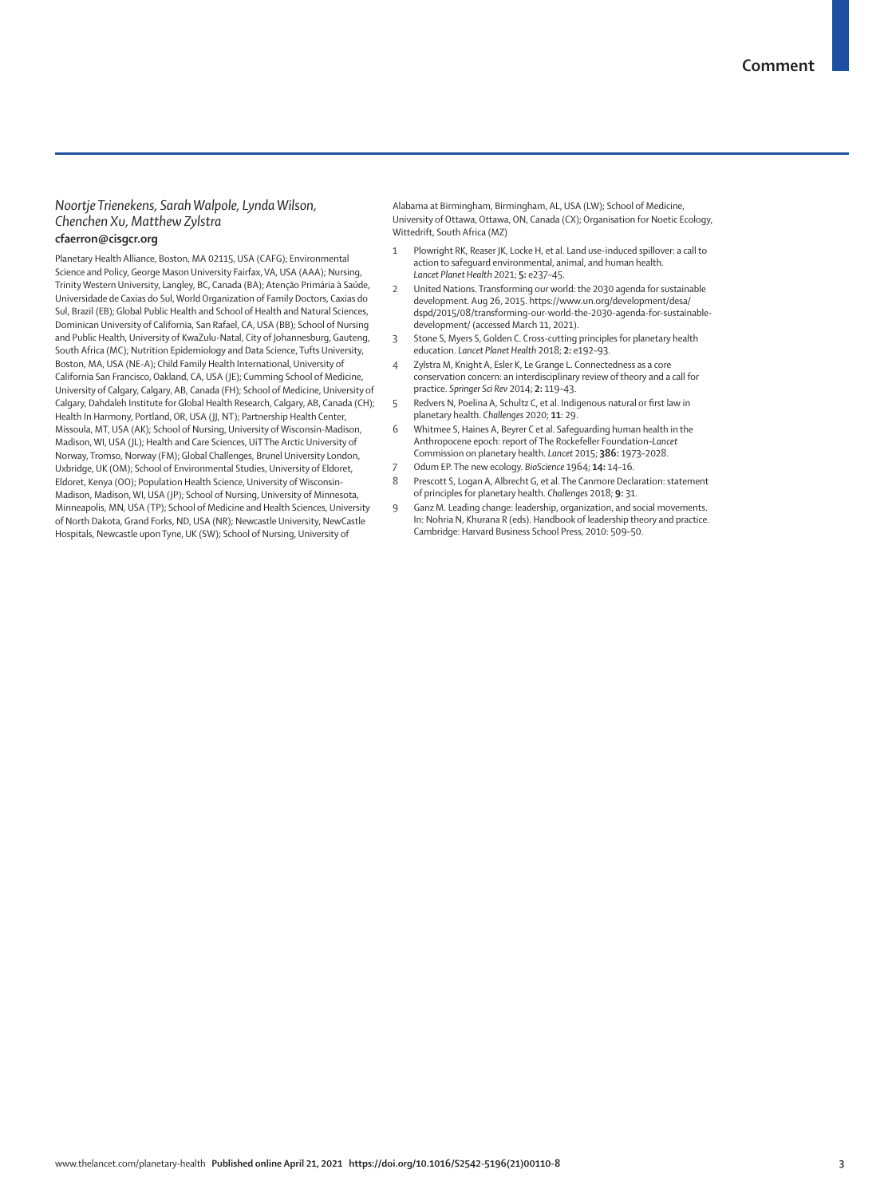*Noortje Trienekens, Sarah Walpole, Lynda Wilson, Chenchen Xu, Matthew Zylstra*

**cfaerron@cisgcr.org**

Planetary Health Alliance, Boston, MA 02115, USA (CAFG); Environmental Science and Policy, George Mason University Fairfax, VA, USA (AAA); Nursing, Trinity Western University, Langley, BC, Canada (BA); Atenção Primária à Saúde, Universidade de Caxias do Sul, World Organization of Family Doctors, Caxias do Sul, Brazil (EB); Global Public Health and School of Health and Natural Sciences, Dominican University of California, San Rafael, CA, USA (BB); School of Nursing and Public Health, University of KwaZulu-Natal, City of Johannesburg, Gauteng, South Africa (MC); Nutrition Epidemiology and Data Science, Tufts University, Boston, MA, USA (NE-A); Child Family Health International, University of California San Francisco, Oakland, CA, USA (JE); Cumming School of Medicine, University of Calgary, Calgary, AB, Canada (FH); School of Medicine, University of Calgary, Dahdaleh Institute for Global Health Research, Calgary, AB, Canada (CH); Health In Harmony, Portland, OR, USA (JJ, NT); Partnership Health Center, Missoula, MT, USA (AK); School of Nursing, University of Wisconsin-Madison, Madison, WI, USA (JL); Health and Care Sciences, UiT The Arctic University of Norway, Tromso, Norway (FM); Global Challenges, Brunel University London, Uxbridge, UK (OM); School of Environmental Studies, University of Eldoret, Eldoret, Kenya (OO); Population Health Science, University of Wisconsin-Madison, Madison, WI, USA (JP); School of Nursing, University of Minnesota, Minneapolis, MN, USA (TP); School of Medicine and Health Sciences, University of North Dakota, Grand Forks, ND, USA (NR); Newcastle University, NewCastle Hospitals, Newcastle upon Tyne, UK (SW); School of Nursing, University of Alabama at Birmingham, Birmingham, AL, USA (LW); School of Medicine, University of Ottawa, Ottawa, ON, Canada (CX); Organisation for Noetic Ecology, Wittedrift, South Africa (MZ)

1. Plowright RK, Reaser JK, Locke H, et al. Land use-induced spillover: a call to action to safeguard environmental, animal, and human health. *Lancet Planet Health* 2021; **5:** e237–45.
2. United Nations. Transforming our world: the 2030 agenda for sustainable development. Aug 26, 2015. https://www.un.org/development/desa/dspd/2015/08/transforming-our-world-the-2030-agenda-for-sustainable-development/ (accessed March 11, 2021).
3. Stone S, Myers S, Golden C. Cross-cutting principles for planetary health education. *Lancet Planet Health* 2018; **2:** e192–93.
4. Zylstra M, Knight A, Esler K, Le Grange L. Connectedness as a core conservation concern: an interdisciplinary review of theory and a call for practice. *Springer Sci Rev* 2014; **2:** 119–43.
5. Redvers N, Poelina A, Schultz C, et al. Indigenous natural or first law in planetary health. *Challenges* 2020; **11**: 29.
6. Whitmee S, Haines A, Beyrer C et al. Safeguarding human health in the Anthropocene epoch: report of The Rockefeller Foundation–*Lancet* Commission on planetary health. *Lancet* 2015; **386:** 1973–2028.
7. Odum EP. The new ecology. *BioScience* 1964; **14:** 14–16.
8. Prescott S, Logan A, Albrecht G, et al. The Canmore Declaration: statement of principles for planetary health. *Challenges* 2018; **9:** 31.
9. Ganz M. Leading change: leadership, organization, and social movements. In: Nohria N, Khurana R (eds). Handbook of leadership theory and practice. Cambridge: Harvard Business School Press, 2010: 509–50.